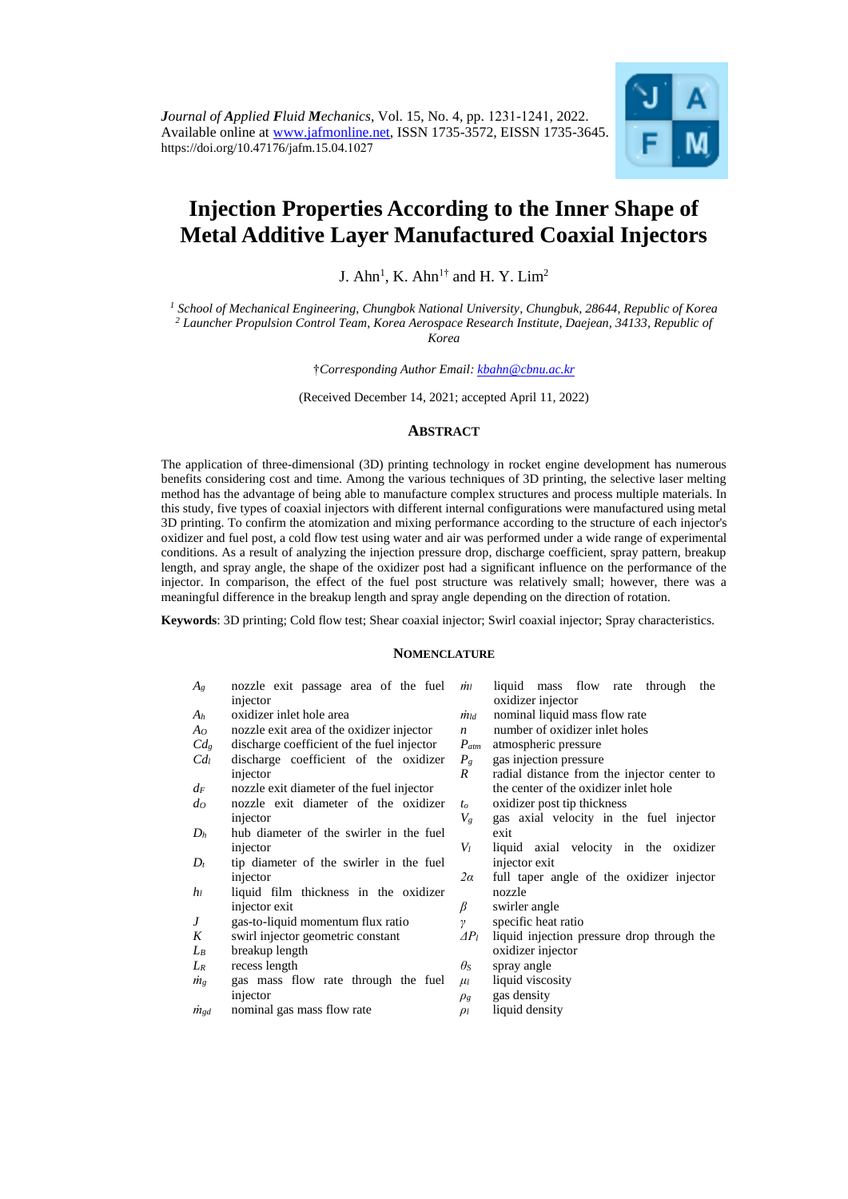*Journal of Applied Fluid Mechanics*, Vol. 15, No. 4, pp. 1231-1241, 2022.
Available online at www.jafmonline.net, ISSN 1735-3572, EISSN 1735-3645.
https://doi.org/10.47176/jafm.15.04.1027

# Injection Properties According to the Inner Shape of Metal Additive Layer Manufactured Coaxial Injectors

J. Ahn[1], K. Ahn[1†] and H. Y. Lim[2]

[1] *School of Mechanical Engineering, Chungbok National University, Chungbuk, 28644, Republic of Korea*
[2] *Launcher Propulsion Control Team, Korea Aerospace Research Institute, Daejean, 34133, Republic of Korea*

†*Corresponding Author Email: kbahn@cbnu.ac.kr*

(Received December 14, 2021; accepted April 11, 2022)

## ABSTRACT

The application of three-dimensional (3D) printing technology in rocket engine development has numerous benefits considering cost and time. Among the various techniques of 3D printing, the selective laser melting method has the advantage of being able to manufacture complex structures and process multiple materials. In this study, five types of coaxial injectors with different internal configurations were manufactured using metal 3D printing. To confirm the atomization and mixing performance according to the structure of each injector's oxidizer and fuel post, a cold flow test using water and air was performed under a wide range of experimental conditions. As a result of analyzing the injection pressure drop, discharge coefficient, spray pattern, breakup length, and spray angle, the shape of the oxidizer post had a significant influence on the performance of the injector. In comparison, the effect of the fuel post structure was relatively small; however, there was a meaningful difference in the breakup length and spray angle depending on the direction of rotation.

**Keywords**: 3D printing; Cold flow test; Shear coaxial injector; Swirl coaxial injector; Spray characteristics.

## NOMENCLATURE

| | |
|---|---|
| $A_g$ | nozzle exit passage area of the fuel injector |
| $A_h$ | oxidizer inlet hole area |
| $A_O$ | nozzle exit area of the oxidizer injector |
| $Cd_g$ | discharge coefficient of the fuel injector |
| $Cd_l$ | discharge coefficient of the oxidizer injector |
| $d_F$ | nozzle exit diameter of the fuel injector |
| $d_O$ | nozzle exit diameter of the oxidizer injector |
| $D_h$ | hub diameter of the swirler in the fuel injector |
| $D_t$ | tip diameter of the swirler in the fuel injector |
| $h_l$ | liquid film thickness in the oxidizer injector exit |
| $J$ | gas-to-liquid momentum flux ratio |
| $K$ | swirl injector geometric constant |
| $L_B$ | breakup length |
| $L_R$ | recess length |
| $\dot{m}_g$ | gas mass flow rate through the fuel injector |
| $\dot{m}_{gd}$ | nominal gas mass flow rate |
| $\dot{m}_l$ | liquid mass flow rate through the oxidizer injector |
| $\dot{m}_{ld}$ | nominal liquid mass flow rate |
| $n$ | number of oxidizer inlet holes |
| $P_{atm}$ | atmospheric pressure |
| $P_g$ | gas injection pressure |
| $R$ | radial distance from the injector center to the center of the oxidizer inlet hole |
| $t_o$ | oxidizer post tip thickness |
| $V_g$ | gas axial velocity in the fuel injector exit |
| $V_l$ | liquid axial velocity in the oxidizer injector exit |
| $2\alpha$ | full taper angle of the oxidizer injector nozzle |
| $\beta$ | swirler angle |
| $\gamma$ | specific heat ratio |
| $\Delta P_l$ | liquid injection pressure drop through the oxidizer injector |
| $\theta_S$ | spray angle |
| $\mu_l$ | liquid viscosity |
| $\rho_g$ | gas density |
| $\rho_l$ | liquid density |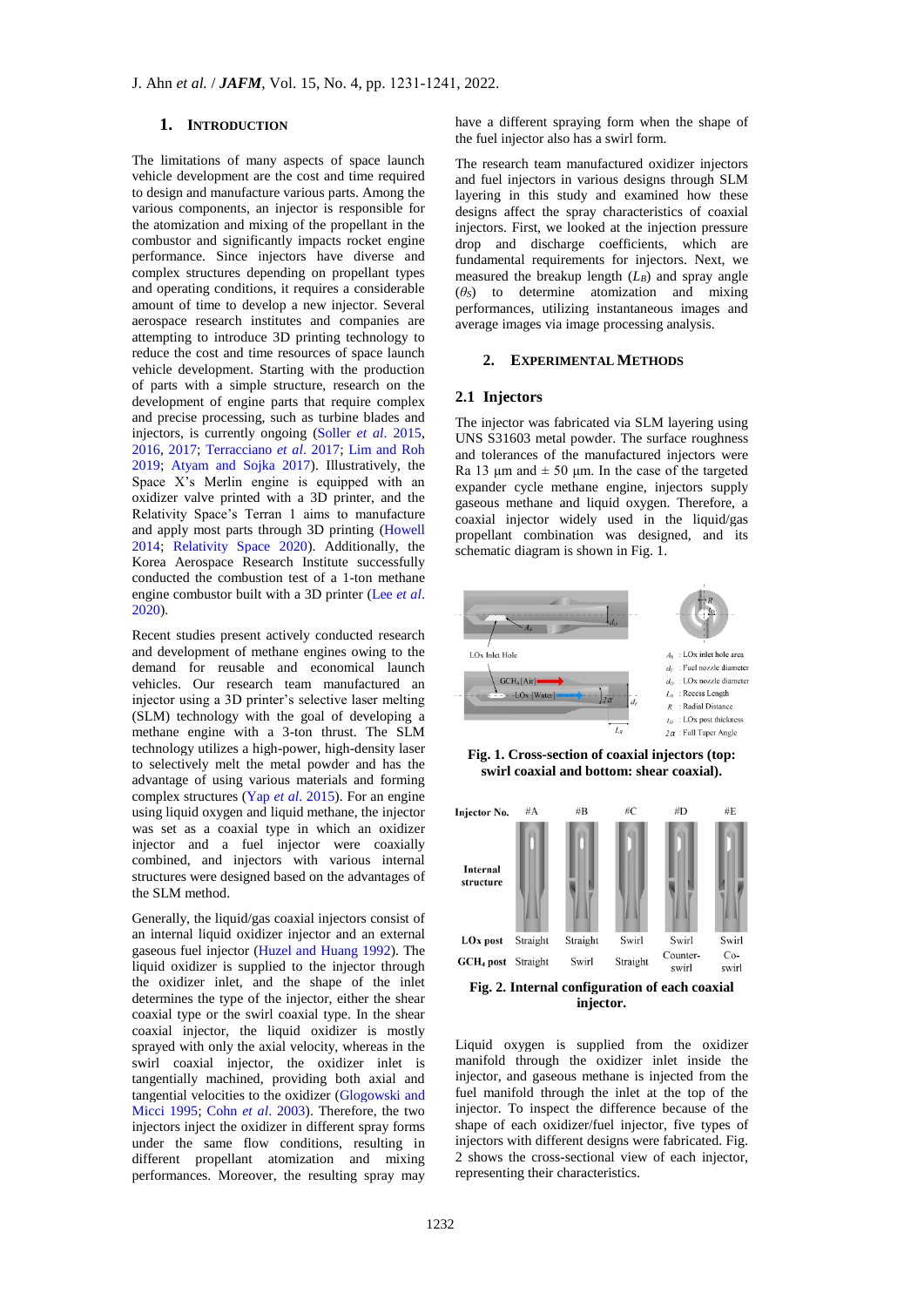## 1. INTRODUCTION

The limitations of many aspects of space launch vehicle development are the cost and time required to design and manufacture various parts. Among the various components, an injector is responsible for the atomization and mixing of the propellant in the combustor and significantly impacts rocket engine performance. Since injectors have diverse and complex structures depending on propellant types and operating conditions, it requires a considerable amount of time to develop a new injector. Several aerospace research institutes and companies are attempting to introduce 3D printing technology to reduce the cost and time resources of space launch vehicle development. Starting with the production of parts with a simple structure, research on the development of engine parts that require complex and precise processing, such as turbine blades and injectors, is currently ongoing (Soller *et al*. 2015, 2016, 2017; Terracciano *et al*. 2017; Lim and Roh 2019; Atyam and Sojka 2017). Illustratively, the Space X's Merlin engine is equipped with an oxidizer valve printed with a 3D printer, and the Relativity Space's Terran 1 aims to manufacture and apply most parts through 3D printing (Howell 2014; Relativity Space 2020). Additionally, the Korea Aerospace Research Institute successfully conducted the combustion test of a 1-ton methane engine combustor built with a 3D printer (Lee *et al*. 2020).

Recent studies present actively conducted research and development of methane engines owing to the demand for reusable and economical launch vehicles. Our research team manufactured an injector using a 3D printer's selective laser melting (SLM) technology with the goal of developing a methane engine with a 3-ton thrust. The SLM technology utilizes a high-power, high-density laser to selectively melt the metal powder and has the advantage of using various materials and forming complex structures (Yap *et al*. 2015). For an engine using liquid oxygen and liquid methane, the injector was set as a coaxial type in which an oxidizer injector and a fuel injector were coaxially combined, and injectors with various internal structures were designed based on the advantages of the SLM method.

Generally, the liquid/gas coaxial injectors consist of an internal liquid oxidizer injector and an external gaseous fuel injector (Huzel and Huang 1992). The liquid oxidizer is supplied to the injector through the oxidizer inlet, and the shape of the inlet determines the type of the injector, either the shear coaxial type or the swirl coaxial type. In the shear coaxial injector, the liquid oxidizer is mostly sprayed with only the axial velocity, whereas in the swirl coaxial injector, the oxidizer inlet is tangentially machined, providing both axial and tangential velocities to the oxidizer (Glogowski and Micci 1995; Cohn *et al*. 2003). Therefore, the two injectors inject the oxidizer in different spray forms under the same flow conditions, resulting in different propellant atomization and mixing performances. Moreover, the resulting spray may have a different spraying form when the shape of the fuel injector also has a swirl form.

The research team manufactured oxidizer injectors and fuel injectors in various designs through SLM layering in this study and examined how these designs affect the spray characteristics of coaxial injectors. First, we looked at the injection pressure drop and discharge coefficients, which are fundamental requirements for injectors. Next, we measured the breakup length ($L_B$) and spray angle ($\theta_S$) to determine atomization and mixing performances, utilizing instantaneous images and average images via image processing analysis.

## 2. EXPERIMENTAL METHODS

### 2.1 Injectors

The injector was fabricated via SLM layering using UNS S31603 metal powder. The surface roughness and tolerances of the manufactured injectors were Ra 13 μm and ± 50 μm. In the case of the targeted expander cycle methane engine, injectors supply gaseous methane and liquid oxygen. Therefore, a coaxial injector widely used in the liquid/gas propellant combination was designed, and its schematic diagram is shown in Fig. 1.

**Fig. 1. Cross-section of coaxial injectors (top: swirl coaxial and bottom: shear coaxial).**

**Fig. 2. Internal configuration of each coaxial injector.**

Liquid oxygen is supplied from the oxidizer manifold through the oxidizer inlet inside the injector, and gaseous methane is injected from the fuel manifold through the inlet at the top of the injector. To inspect the difference because of the shape of each oxidizer/fuel injector, five types of injectors with different designs were fabricated. Fig. 2 shows the cross-sectional view of each injector, representing their characteristics.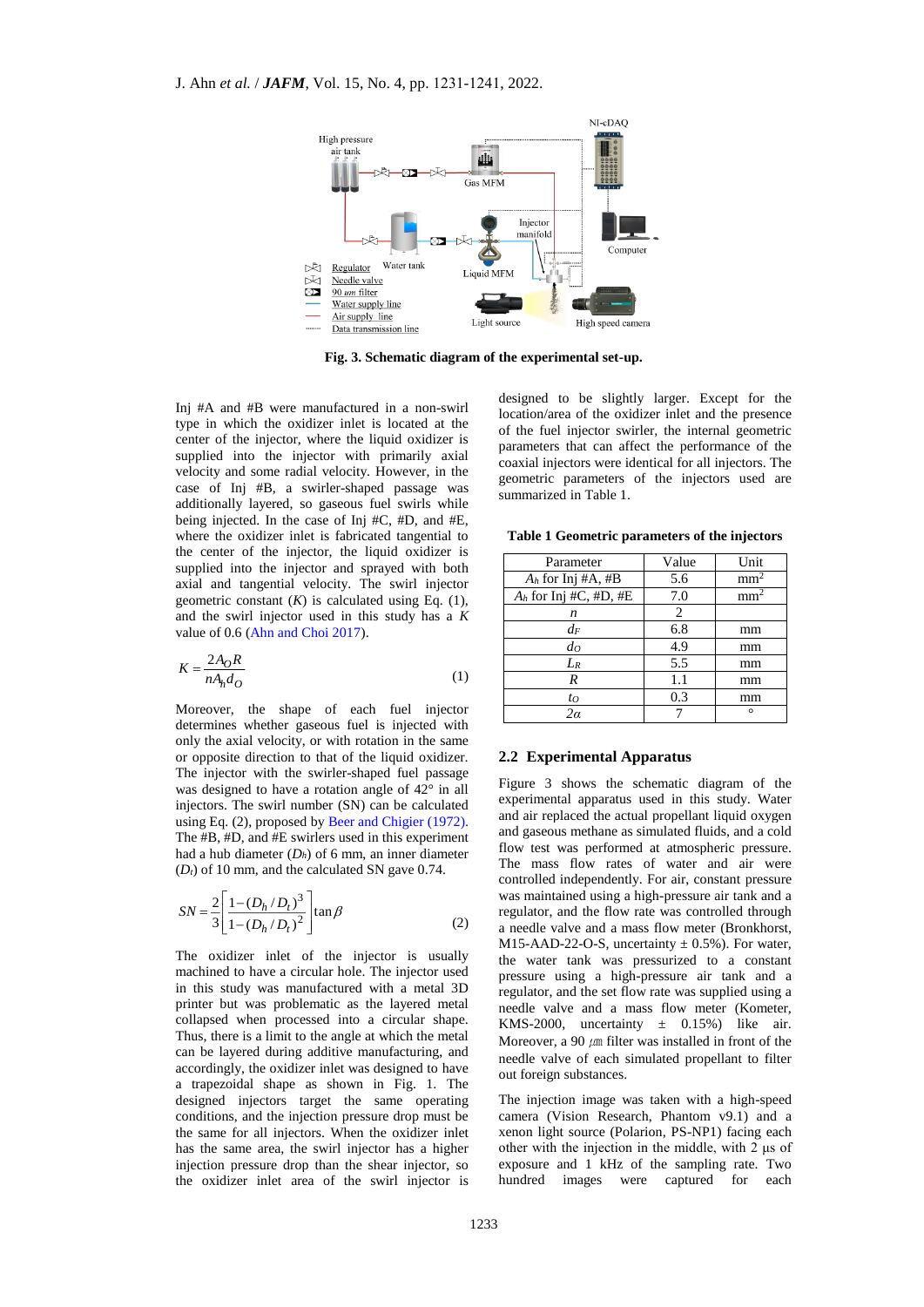Fig. 3. Schematic diagram of the experimental set-up.

Inj #A and #B were manufactured in a non-swirl type in which the oxidizer inlet is located at the center of the injector, where the liquid oxidizer is supplied into the injector with primarily axial velocity and some radial velocity. However, in the case of Inj #B, a swirler-shaped passage was additionally layered, so gaseous fuel swirls while being injected. In the case of Inj #C, #D, and #E, where the oxidizer inlet is fabricated tangential to the center of the injector, the liquid oxidizer is supplied into the injector and sprayed with both axial and tangential velocity. The swirl injector geometric constant ($K$) is calculated using Eq. (1), and the swirl injector used in this study has a $K$ value of 0.6 (Ahn and Choi 2017).

$$K = \frac{2A_O R}{nA_h d_O} \tag{1}$$

Moreover, the shape of each fuel injector determines whether gaseous fuel is injected with only the axial velocity, or with rotation in the same or opposite direction to that of the liquid oxidizer. The injector with the swirler-shaped fuel passage was designed to have a rotation angle of 42° in all injectors. The swirl number (SN) can be calculated using Eq. (2), proposed by Beer and Chigier (1972). The #B, #D, and #E swirlers used in this experiment had a hub diameter ($D_h$) of 6 mm, an inner diameter ($D_t$) of 10 mm, and the calculated SN gave 0.74.

$$SN = \frac{2}{3}\left[\frac{1-(D_h/D_t)^3}{1-(D_h/D_t)^2}\right]\tan\beta \tag{2}$$

The oxidizer inlet of the injector is usually machined to have a circular hole. The injector used in this study was manufactured with a metal 3D printer but was problematic as the layered metal collapsed when processed into a circular shape. Thus, there is a limit to the angle at which the metal can be layered during additive manufacturing, and accordingly, the oxidizer inlet was designed to have a trapezoidal shape as shown in Fig. 1. The designed injectors target the same operating conditions, and the injection pressure drop must be the same for all injectors. When the oxidizer inlet has the same area, the swirl injector has a higher injection pressure drop than the shear injector, so the oxidizer inlet area of the swirl injector is designed to be slightly larger. Except for the location/area of the oxidizer inlet and the presence of the fuel injector swirler, the internal geometric parameters that can affect the performance of the coaxial injectors were identical for all injectors. The geometric parameters of the injectors used are summarized in Table 1.

**Table 1 Geometric parameters of the injectors**

| Parameter | Value | Unit |
|---|---|---|
| $A_h$ for Inj #A, #B | 5.6 | mm$^2$ |
| $A_h$ for Inj #C, #D, #E | 7.0 | mm$^2$ |
| $n$ | 2 | |
| $d_F$ | 6.8 | mm |
| $d_O$ | 4.9 | mm |
| $L_R$ | 5.5 | mm |
| $R$ | 1.1 | mm |
| $t_O$ | 0.3 | mm |
| $2\alpha$ | 7 | ° |

## 2.2 Experimental Apparatus

Figure 3 shows the schematic diagram of the experimental apparatus used in this study. Water and air replaced the actual propellant liquid oxygen and gaseous methane as simulated fluids, and a cold flow test was performed at atmospheric pressure. The mass flow rates of water and air were controlled independently. For air, constant pressure was maintained using a high-pressure air tank and a regulator, and the flow rate was controlled through a needle valve and a mass flow meter (Bronkhorst, M15-AAD-22-O-S, uncertainty ± 0.5%). For water, the water tank was pressurized to a constant pressure using a high-pressure air tank and a regulator, and the set flow rate was supplied using a needle valve and a mass flow meter (Kometer, KMS-2000, uncertainty ± 0.15%) like air. Moreover, a 90 ㎛ filter was installed in front of the needle valve of each simulated propellant to filter out foreign substances.

The injection image was taken with a high-speed camera (Vision Research, Phantom v9.1) and a xenon light source (Polarion, PS-NP1) facing each other with the injection in the middle, with 2 μs of exposure and 1 kHz of the sampling rate. Two hundred images were captured for each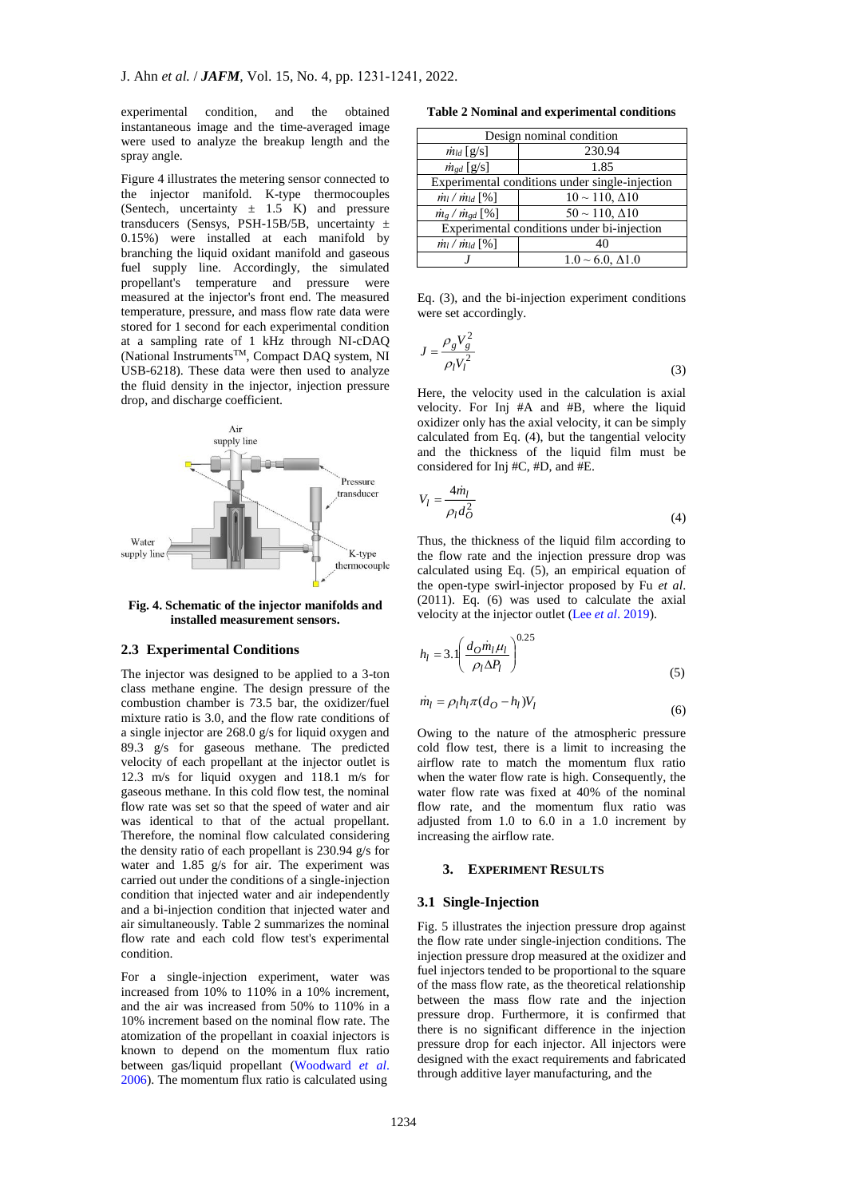experimental condition, and the obtained instantaneous image and the time-averaged image were used to analyze the breakup length and the spray angle.

Figure 4 illustrates the metering sensor connected to the injector manifold. K-type thermocouples (Sentech, uncertainty ± 1.5 K) and pressure transducers (Sensys, PSH-15B/5B, uncertainty ± 0.15%) were installed at each manifold by branching the liquid oxidant manifold and gaseous fuel supply line. Accordingly, the simulated propellant's temperature and pressure were measured at the injector's front end. The measured temperature, pressure, and mass flow rate data were stored for 1 second for each experimental condition at a sampling rate of 1 kHz through NI-cDAQ (National Instruments™, Compact DAQ system, NI USB-6218). These data were then used to analyze the fluid density in the injector, injection pressure drop, and discharge coefficient.

**Fig. 4. Schematic of the injector manifolds and installed measurement sensors.**

## 2.3 Experimental Conditions

The injector was designed to be applied to a 3-ton class methane engine. The design pressure of the combustion chamber is 73.5 bar, the oxidizer/fuel mixture ratio is 3.0, and the flow rate conditions of a single injector are 268.0 g/s for liquid oxygen and 89.3 g/s for gaseous methane. The predicted velocity of each propellant at the injector outlet is 12.3 m/s for liquid oxygen and 118.1 m/s for gaseous methane. In this cold flow test, the nominal flow rate was set so that the speed of water and air was identical to that of the actual propellant. Therefore, the nominal flow calculated considering the density ratio of each propellant is 230.94 g/s for water and 1.85 g/s for air. The experiment was carried out under the conditions of a single-injection condition that injected water and air independently and a bi-injection condition that injected water and air simultaneously. Table 2 summarizes the nominal flow rate and each cold flow test's experimental condition.

For a single-injection experiment, water was increased from 10% to 110% in a 10% increment, and the air was increased from 50% to 110% in a 10% increment based on the nominal flow rate. The atomization of the propellant in coaxial injectors is known to depend on the momentum flux ratio between gas/liquid propellant (Woodward *et al*. 2006). The momentum flux ratio is calculated using Eq. (3), and the bi-injection experiment conditions were set accordingly.

**Table 2 Nominal and experimental conditions**

| Design nominal condition | |
|---|---|
| $\dot{m}_{ld}$ [g/s] | 230.94 |
| $\dot{m}_{gd}$ [g/s] | 1.85 |
| Experimental conditions under single-injection | |
| $\dot{m}_l$ / $\dot{m}_{ld}$ [%] | 10 ~ 110, Δ10 |
| $\dot{m}_g$ / $\dot{m}_{gd}$ [%] | 50 ~ 110, Δ10 |
| Experimental conditions under bi-injection | |
| $\dot{m}_l$ / $\dot{m}_{ld}$ [%] | 40 |
| $J$ | 1.0 ~ 6.0, Δ1.0 |

$$J = \frac{\rho_g V_g^2}{\rho_l V_l^2} \tag{3}$$

Here, the velocity used in the calculation is axial velocity. For Inj #A and #B, where the liquid oxidizer only has the axial velocity, it can be simply calculated from Eq. (4), but the tangential velocity and the thickness of the liquid film must be considered for Inj #C, #D, and #E.

$$V_l = \frac{4\dot{m}_l}{\rho_l d_O^2} \tag{4}$$

Thus, the thickness of the liquid film according to the flow rate and the injection pressure drop was calculated using Eq. (5), an empirical equation of the open-type swirl-injector proposed by Fu *et al*. (2011). Eq. (6) was used to calculate the axial velocity at the injector outlet (Lee *et al*. 2019).

$$h_l = 3.1\left(\frac{d_O \dot{m}_l \mu_l}{\rho_l \Delta P_l}\right)^{0.25} \tag{5}$$

$$\dot{m}_l = \rho_l h_l \pi (d_O - h_l) V_l \tag{6}$$

Owing to the nature of the atmospheric pressure cold flow test, there is a limit to increasing the airflow rate to match the momentum flux ratio when the water flow rate is high. Consequently, the water flow rate was fixed at 40% of the nominal flow rate, and the momentum flux ratio was adjusted from 1.0 to 6.0 in a 1.0 increment by increasing the airflow rate.

# 3. Experiment Results

## 3.1 Single-Injection

Fig. 5 illustrates the injection pressure drop against the flow rate under single-injection conditions. The injection pressure drop measured at the oxidizer and fuel injectors tended to be proportional to the square of the mass flow rate, as the theoretical relationship between the mass flow rate and the injection pressure drop. Furthermore, it is confirmed that there is no significant difference in the injection pressure drop for each injector. All injectors were designed with the exact requirements and fabricated through additive layer manufacturing, and the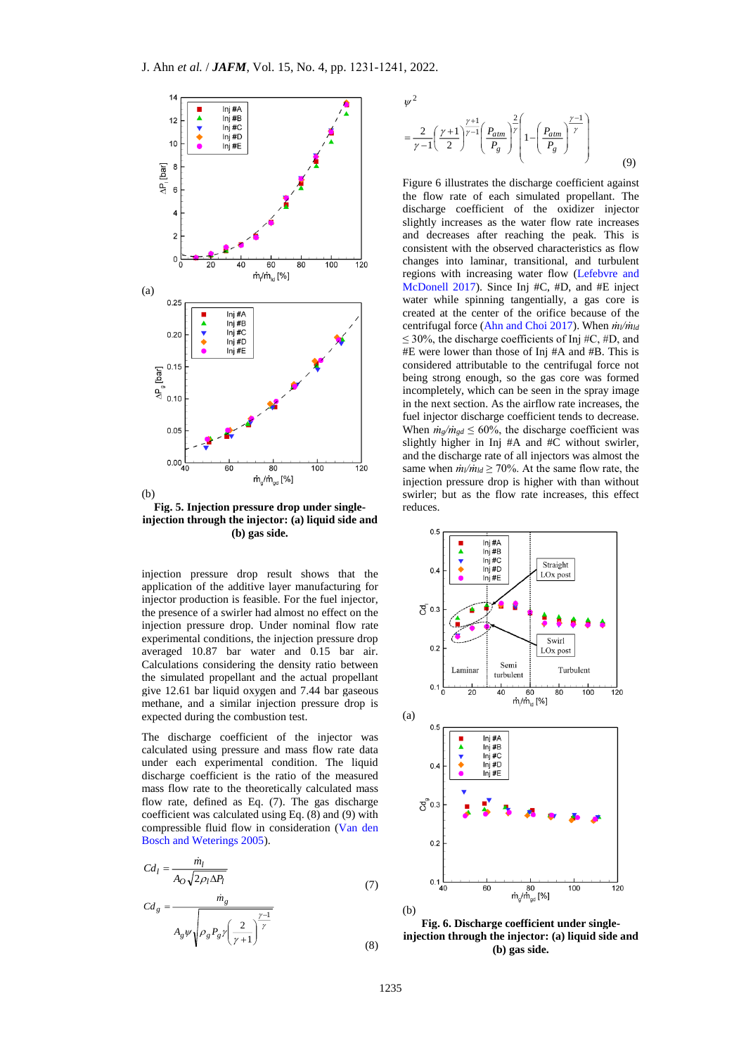Fig. 5. Injection pressure drop under single-injection through the injector: (a) liquid side and (b) gas side.

injection pressure drop result shows that the application of the additive layer manufacturing for injector production is feasible. For the fuel injector, the presence of a swirler had no effect on the injection pressure drop. Under nominal flow rate experimental conditions, the injection pressure drop averaged 10.87 bar water and 0.15 bar air. Calculations considering the density ratio between the simulated propellant and the actual propellant give 12.61 bar liquid oxygen and 7.44 bar gaseous methane, and a similar injection pressure drop is expected during the combustion test.

The discharge coefficient of the injector was calculated using pressure and mass flow rate data under each experimental condition. The liquid discharge coefficient is the ratio of the measured mass flow rate to the theoretically calculated mass flow rate, defined as Eq. (7). The gas discharge coefficient was calculated using Eq. (8) and (9) with compressible fluid flow in consideration (Van den Bosch and Weterings 2005).

$$Cd_l = \frac{\dot{m}_l}{A_O\sqrt{2\rho_l \Delta P_l}} \tag{7}$$

$$Cd_g = \frac{\dot{m}_g}{A_g \psi \sqrt{\rho_g P_g \gamma \left(\frac{2}{\gamma+1}\right)^{\frac{\gamma-1}{\gamma}}}} \tag{8}$$

$$\psi^2 = \frac{2}{\gamma-1}\left(\frac{\gamma+1}{2}\right)^{\frac{\gamma+1}{\gamma-1}}\left(\frac{P_{atm}}{P_g}\right)^{\frac{2}{\gamma}}\left\{1-\left(\frac{P_{atm}}{P_g}\right)^{\frac{\gamma-1}{\gamma}}\right\} \tag{9}$$

Figure 6 illustrates the discharge coefficient against the flow rate of each simulated propellant. The discharge coefficient of the oxidizer injector slightly increases as the water flow rate increases and decreases after reaching the peak. This is consistent with the observed characteristics as flow changes into laminar, transitional, and turbulent regions with increasing water flow (Lefebvre and McDonell 2017). Since Inj #C, #D, and #E inject water while spinning tangentially, a gas core is created at the center of the orifice because of the centrifugal force (Ahn and Choi 2017). When $\dot{m}_l/\dot{m}_{ld} \leq 30\%$, the discharge coefficients of Inj #C, #D, and #E were lower than those of Inj #A and #B. This is considered attributable to the centrifugal force not being strong enough, so the gas core was formed incompletely, which can be seen in the spray image in the next section. As the airflow rate increases, the fuel injector discharge coefficient tends to decrease. When $\dot{m}_g/\dot{m}_{gd} \leq 60\%$, the discharge coefficient was slightly higher in Inj #A and #C without swirler, and the discharge rate of all injectors was almost the same when $\dot{m}_l/\dot{m}_{ld} \geq 70\%$. At the same flow rate, the injection pressure drop is higher with than without swirler; but as the flow rate increases, this effect reduces.

Fig. 6. Discharge coefficient under single-injection through the injector: (a) liquid side and (b) gas side.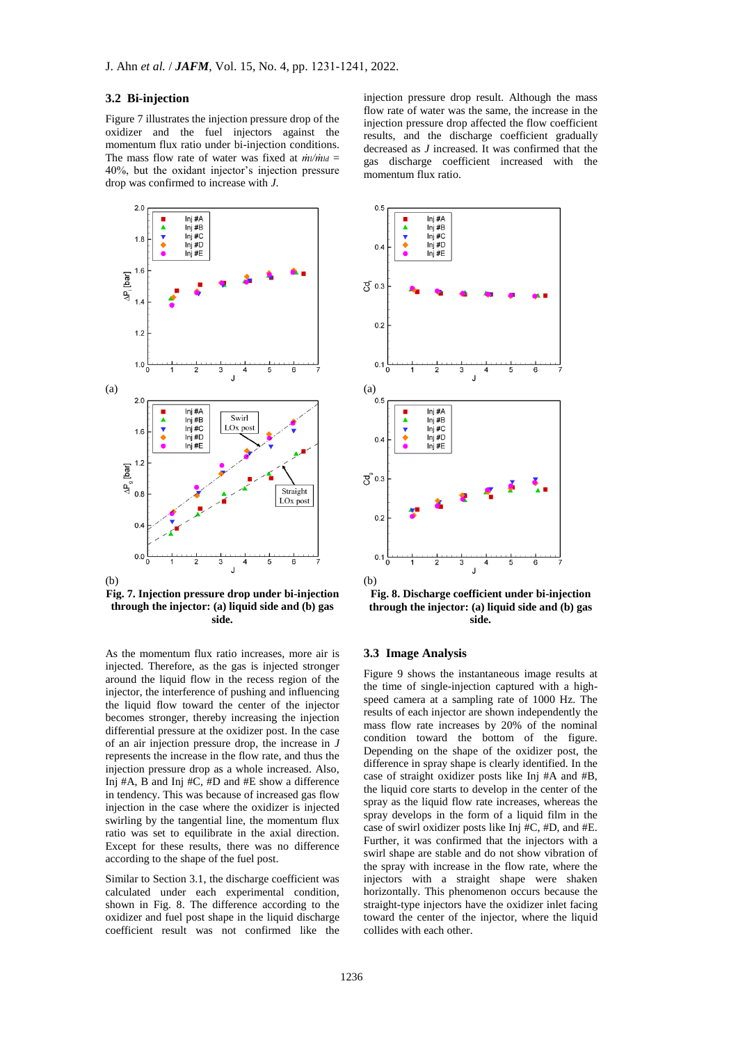### 3.2 Bi-injection

Figure 7 illustrates the injection pressure drop of the oxidizer and the fuel injectors against the momentum flux ratio under bi-injection conditions. The mass flow rate of water was fixed at $\dot{m}_l/\dot{m}_{ld}$ = 40%, but the oxidant injector's injection pressure drop was confirmed to increase with *J*.

**Fig. 7. Injection pressure drop under bi-injection through the injector: (a) liquid side and (b) gas side.**

As the momentum flux ratio increases, more air is injected. Therefore, as the gas is injected stronger around the liquid flow in the recess region of the injector, the interference of pushing and influencing the liquid flow toward the center of the injector becomes stronger, thereby increasing the injection differential pressure at the oxidizer post. In the case of an air injection pressure drop, the increase in *J* represents the increase in the flow rate, and thus the injection pressure drop as a whole increased. Also, Inj #A, B and Inj #C, #D and #E show a difference in tendency. This was because of increased gas flow injection in the case where the oxidizer is injected swirling by the tangential line, the momentum flux ratio was set to equilibrate in the axial direction. Except for these results, there was no difference according to the shape of the fuel post.

Similar to Section 3.1, the discharge coefficient was calculated under each experimental condition, shown in Fig. 8. The difference according to the oxidizer and fuel post shape in the liquid discharge coefficient result was not confirmed like the injection pressure drop result. Although the mass flow rate of water was the same, the increase in the injection pressure drop affected the flow coefficient results, and the discharge coefficient gradually decreased as *J* increased. It was confirmed that the gas discharge coefficient increased with the momentum flux ratio.

**Fig. 8. Discharge coefficient under bi-injection through the injector: (a) liquid side and (b) gas side.**

### 3.3 Image Analysis

Figure 9 shows the instantaneous image results at the time of single-injection captured with a high-speed camera at a sampling rate of 1000 Hz. The results of each injector are shown independently the mass flow rate increases by 20% of the nominal condition toward the bottom of the figure. Depending on the shape of the oxidizer post, the difference in spray shape is clearly identified. In the case of straight oxidizer posts like Inj #A and #B, the liquid core starts to develop in the center of the spray as the liquid flow rate increases, whereas the spray develops in the form of a liquid film in the case of swirl oxidizer posts like Inj #C, #D, and #E. Further, it was confirmed that the injectors with a swirl shape are stable and do not show vibration of the spray with increase in the flow rate, where the injectors with a straight shape were shaken horizontally. This phenomenon occurs because the straight-type injectors have the oxidizer inlet facing toward the center of the injector, where the liquid collides with each other.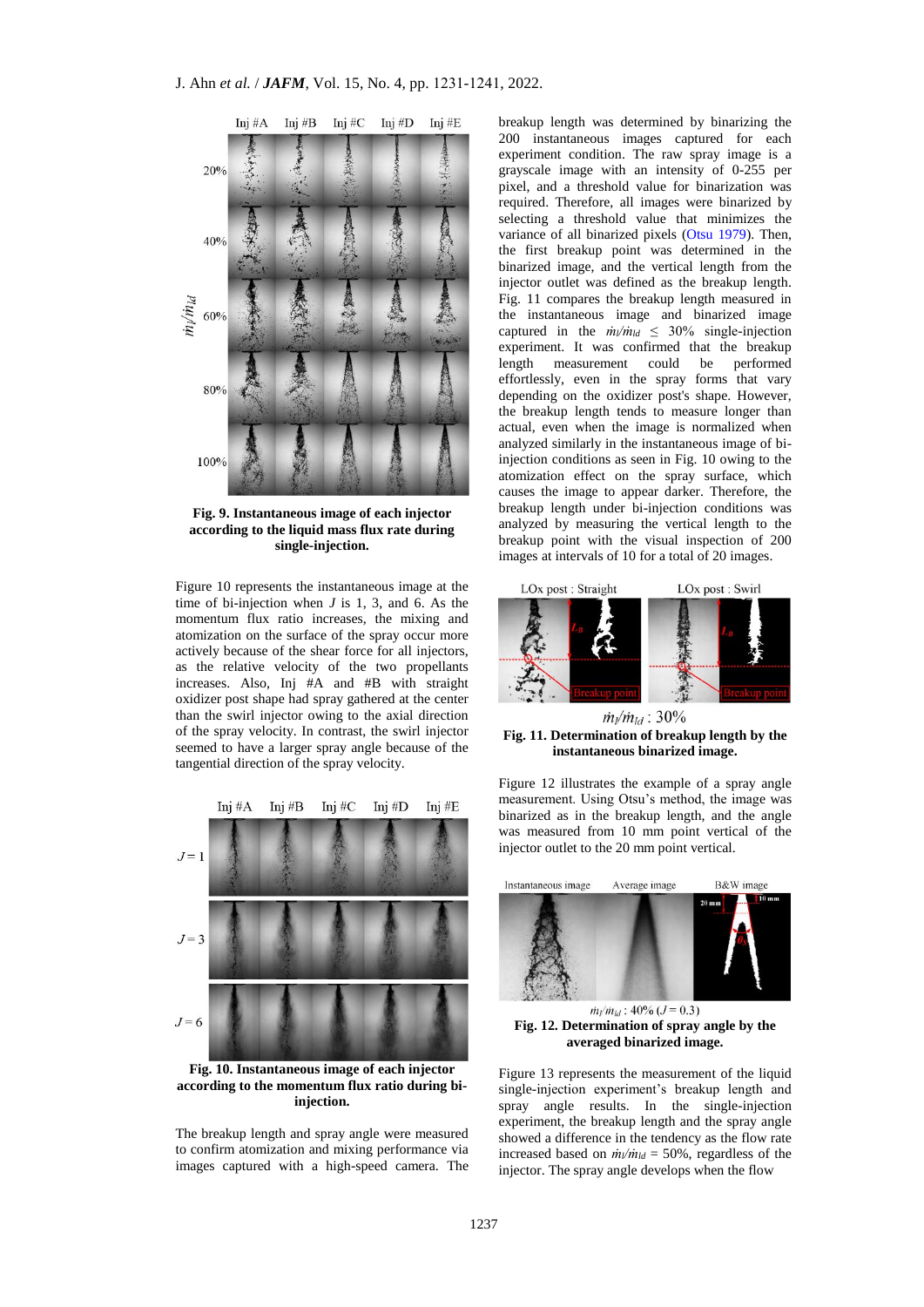**Fig. 9. Instantaneous image of each injector according to the liquid mass flux rate during single-injection.**

Figure 10 represents the instantaneous image at the time of bi-injection when $J$ is 1, 3, and 6. As the momentum flux ratio increases, the mixing and atomization on the surface of the spray occur more actively because of the shear force for all injectors, as the relative velocity of the two propellants increases. Also, Inj #A and #B with straight oxidizer post shape had spray gathered at the center than the swirl injector owing to the axial direction of the spray velocity. In contrast, the swirl injector seemed to have a larger spray angle because of the tangential direction of the spray velocity.

**Fig. 10. Instantaneous image of each injector according to the momentum flux ratio during bi-injection.**

The breakup length and spray angle were measured to confirm atomization and mixing performance via images captured with a high-speed camera. The breakup length was determined by binarizing the 200 instantaneous images captured for each experiment condition. The raw spray image is a grayscale image with an intensity of 0-255 per pixel, and a threshold value for binarization was required. Therefore, all images were binarized by selecting a threshold value that minimizes the variance of all binarized pixels (Otsu 1979). Then, the first breakup point was determined in the binarized image, and the vertical length from the injector outlet was defined as the breakup length. Fig. 11 compares the breakup length measured in the instantaneous image and binarized image captured in the $\dot{m}_l/\dot{m}_{ld} \leq 30\%$ single-injection experiment. It was confirmed that the breakup length measurement could be performed effortlessly, even in the spray forms that vary depending on the oxidizer post's shape. However, the breakup length tends to measure longer than actual, even when the image is normalized when analyzed similarly in the instantaneous image of bi-injection conditions as seen in Fig. 10 owing to the atomization effect on the spray surface, which causes the image to appear darker. Therefore, the breakup length under bi-injection conditions was analyzed by measuring the vertical length to the breakup point with the visual inspection of 200 images at intervals of 10 for a total of 20 images.

**Fig. 11. Determination of breakup length by the instantaneous binarized image.**

Figure 12 illustrates the example of a spray angle measurement. Using Otsu's method, the image was binarized as in the breakup length, and the angle was measured from 10 mm point vertical of the injector outlet to the 20 mm point vertical.

**Fig. 12. Determination of spray angle by the averaged binarized image.**

Figure 13 represents the measurement of the liquid single-injection experiment's breakup length and spray angle results. In the single-injection experiment, the breakup length and the spray angle showed a difference in the tendency as the flow rate increased based on $\dot{m}_l/\dot{m}_{ld} = 50\%$, regardless of the injector. The spray angle develops when the flow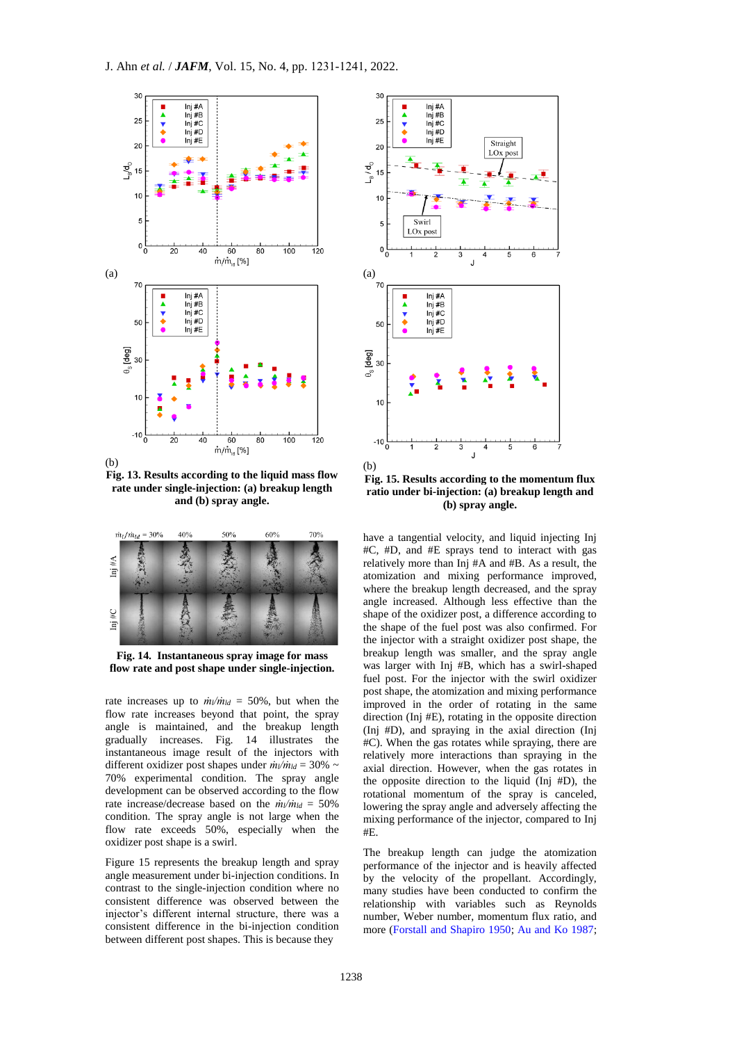**Fig. 13. Results according to the liquid mass flow rate under single-injection: (a) breakup length and (b) spray angle.**

**Fig. 14. Instantaneous spray image for mass flow rate and post shape under single-injection.**

rate increases up to $\dot{m}_l/\dot{m}_{ld}$ = 50%, but when the flow rate increases beyond that point, the spray angle is maintained, and the breakup length gradually increases. Fig. 14 illustrates the instantaneous image result of the injectors with different oxidizer post shapes under $\dot{m}_l/\dot{m}_{ld}$ = 30% ~ 70% experimental condition. The spray angle development can be observed according to the flow rate increase/decrease based on the $\dot{m}_l/\dot{m}_{ld}$ = 50% condition. The spray angle is not large when the flow rate exceeds 50%, especially when the oxidizer post shape is a swirl.

Figure 15 represents the breakup length and spray angle measurement under bi-injection conditions. In contrast to the single-injection condition where no consistent difference was observed between the injector's different internal structure, there was a consistent difference in the bi-injection condition between different post shapes. This is because they have a tangential velocity, and liquid injecting Inj #C, #D, and #E sprays tend to interact with gas relatively more than Inj #A and #B. As a result, the atomization and mixing performance improved, where the breakup length decreased, and the spray angle increased. Although less effective than the shape of the oxidizer post, a difference according to the shape of the fuel post was also confirmed. For the injector with a straight oxidizer post shape, the breakup length was smaller, and the spray angle was larger with Inj #B, which has a swirl-shaped fuel post. For the injector with the swirl oxidizer post shape, the atomization and mixing performance improved in the order of rotating in the same direction (Inj #E), rotating in the opposite direction (Inj #D), and spraying in the axial direction (Inj #C). When the gas rotates while spraying, there are relatively more interactions than spraying in the axial direction. However, when the gas rotates in the opposite direction to the liquid (Inj #D), the rotational momentum of the spray is canceled, lowering the spray angle and adversely affecting the mixing performance of the injector, compared to Inj #E.

**Fig. 15. Results according to the momentum flux ratio under bi-injection: (a) breakup length and (b) spray angle.**

The breakup length can judge the atomization performance of the injector and is heavily affected by the velocity of the propellant. Accordingly, many studies have been conducted to confirm the relationship with variables such as Reynolds number, Weber number, momentum flux ratio, and more (Forstall and Shapiro 1950; Au and Ko 1987;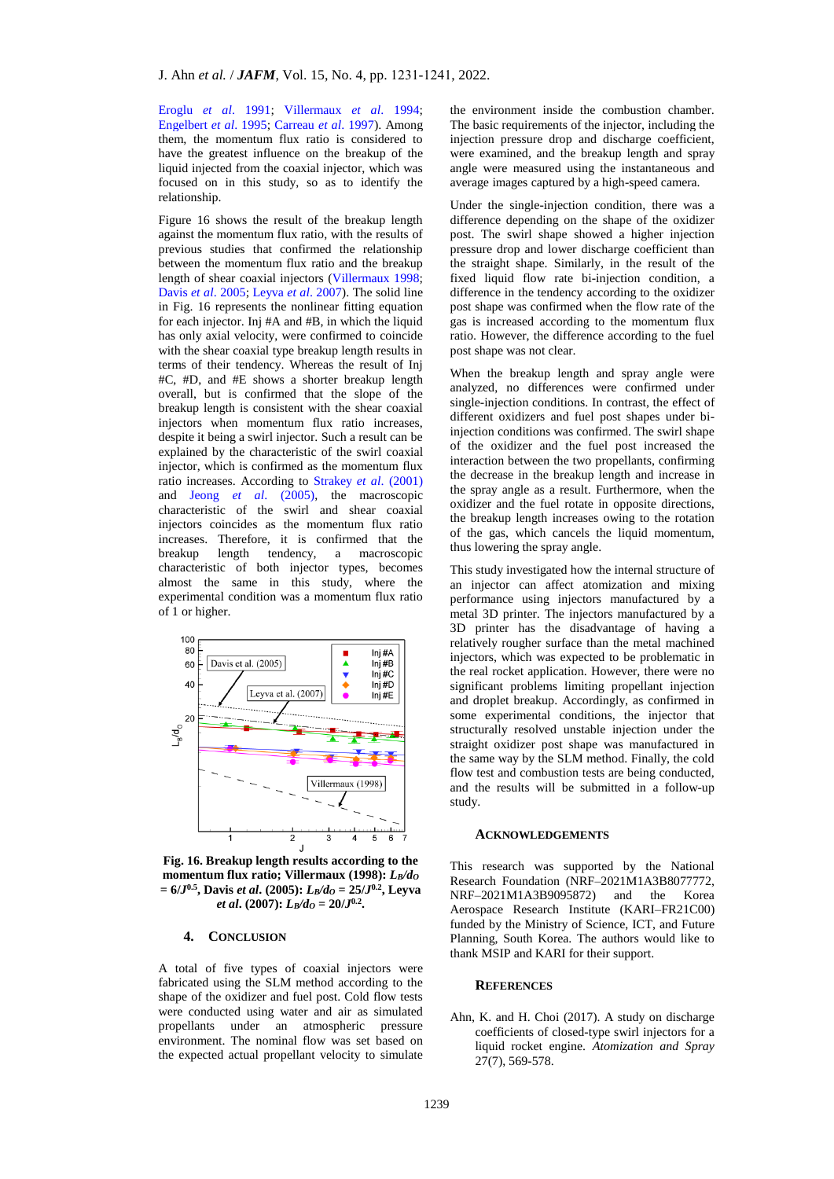Eroglu *et al*. 1991; Villermaux *et al*. 1994; Engelbert *et al*. 1995; Carreau *et al*. 1997). Among them, the momentum flux ratio is considered to have the greatest influence on the breakup of the liquid injected from the coaxial injector, which was focused on in this study, so as to identify the relationship.

Figure 16 shows the result of the breakup length against the momentum flux ratio, with the results of previous studies that confirmed the relationship between the momentum flux ratio and the breakup length of shear coaxial injectors (Villermaux 1998; Davis *et al*. 2005; Leyva *et al*. 2007). The solid line in Fig. 16 represents the nonlinear fitting equation for each injector. Inj #A and #B, in which the liquid has only axial velocity, were confirmed to coincide with the shear coaxial type breakup length results in terms of their tendency. Whereas the result of Inj #C, #D, and #E shows a shorter breakup length overall, but is confirmed that the slope of the breakup length is consistent with the shear coaxial injectors when momentum flux ratio increases, despite it being a swirl injector. Such a result can be explained by the characteristic of the swirl coaxial injector, which is confirmed as the momentum flux ratio increases. According to Strakey *et al*. (2001) and Jeong *et al*. (2005), the macroscopic characteristic of the swirl and shear coaxial injectors coincides as the momentum flux ratio increases. Therefore, it is confirmed that the breakup length tendency, a macroscopic characteristic of both injector types, becomes almost the same in this study, where the experimental condition was a momentum flux ratio of 1 or higher.

**Fig. 16. Breakup length results according to the momentum flux ratio; Villermaux (1998): $L_B/d_O = 6/J^{0.5}$, Davis *et al*. (2005): $L_B/d_O = 25/J^{0.2}$, Leyva *et al*. (2007): $L_B/d_O = 20/J^{0.2}$.**

## 4. CONCLUSION

A total of five types of coaxial injectors were fabricated using the SLM method according to the shape of the oxidizer and fuel post. Cold flow tests were conducted using water and air as simulated propellants under an atmospheric pressure environment. The nominal flow was set based on the expected actual propellant velocity to simulate the environment inside the combustion chamber. The basic requirements of the injector, including the injection pressure drop and discharge coefficient, were examined, and the breakup length and spray angle were measured using the instantaneous and average images captured by a high-speed camera.

Under the single-injection condition, there was a difference depending on the shape of the oxidizer post. The swirl shape showed a higher injection pressure drop and lower discharge coefficient than the straight shape. Similarly, in the result of the fixed liquid flow rate bi-injection condition, a difference in the tendency according to the oxidizer post shape was confirmed when the flow rate of the gas is increased according to the momentum flux ratio. However, the difference according to the fuel post shape was not clear.

When the breakup length and spray angle were analyzed, no differences were confirmed under single-injection conditions. In contrast, the effect of different oxidizers and fuel post shapes under bi-injection conditions was confirmed. The swirl shape of the oxidizer and the fuel post increased the interaction between the two propellants, confirming the decrease in the breakup length and increase in the spray angle as a result. Furthermore, when the oxidizer and the fuel rotate in opposite directions, the breakup length increases owing to the rotation of the gas, which cancels the liquid momentum, thus lowering the spray angle.

This study investigated how the internal structure of an injector can affect atomization and mixing performance using injectors manufactured by a metal 3D printer. The injectors manufactured by a 3D printer has the disadvantage of having a relatively rougher surface than the metal machined injectors, which was expected to be problematic in the real rocket application. However, there were no significant problems limiting propellant injection and droplet breakup. Accordingly, as confirmed in some experimental conditions, the injector that structurally resolved unstable injection under the straight oxidizer post shape was manufactured in the same way by the SLM method. Finally, the cold flow test and combustion tests are being conducted, and the results will be submitted in a follow-up study.

## ACKNOWLEDGEMENTS

This research was supported by the National Research Foundation (NRF–2021M1A3B8077772, NRF–2021M1A3B9095872) and the Korea Aerospace Research Institute (KARI–FR21C00) funded by the Ministry of Science, ICT, and Future Planning, South Korea. The authors would like to thank MSIP and KARI for their support.

## REFERENCES

Ahn, K. and H. Choi (2017). A study on discharge coefficients of closed-type swirl injectors for a liquid rocket engine. *Atomization and Spray* 27(7), 569-578.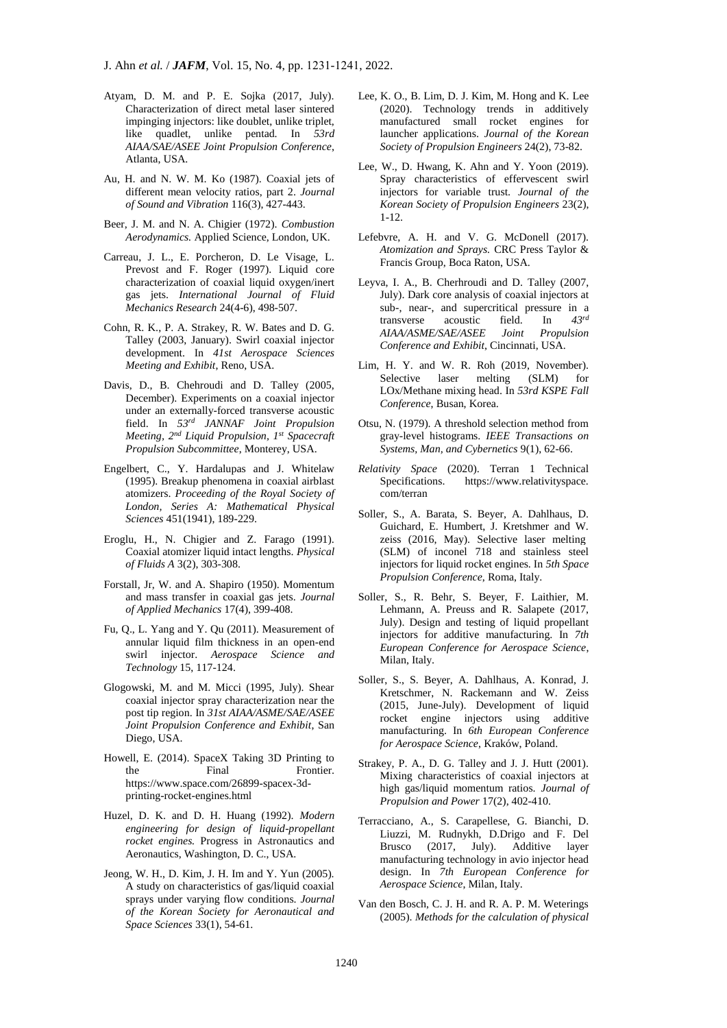Atyam, D. M. and P. E. Sojka (2017, July). Characterization of direct metal laser sintered impinging injectors: like doublet, unlike triplet, like quadlet, unlike pentad. In *53rd AIAA/SAE/ASEE Joint Propulsion Conference*, Atlanta, USA.

Au, H. and N. W. M. Ko (1987). Coaxial jets of different mean velocity ratios, part 2. *Journal of Sound and Vibration* 116(3), 427-443.

Beer, J. M. and N. A. Chigier (1972). *Combustion Aerodynamics.* Applied Science, London, UK.

Carreau, J. L., E. Porcheron, D. Le Visage, L. Prevost and F. Roger (1997). Liquid core characterization of coaxial liquid oxygen/inert gas jets. *International Journal of Fluid Mechanics Research* 24(4-6), 498-507.

Cohn, R. K., P. A. Strakey, R. W. Bates and D. G. Talley (2003, January). Swirl coaxial injector development. In *41st Aerospace Sciences Meeting and Exhibit*, Reno, USA.

Davis, D., B. Chehroudi and D. Talley (2005, December). Experiments on a coaxial injector under an externally-forced transverse acoustic field. In *53rd JANNAF Joint Propulsion Meeting, 2nd Liquid Propulsion, 1st Spacecraft Propulsion Subcommittee*, Monterey, USA.

Engelbert, C., Y. Hardalupas and J. Whitelaw (1995). Breakup phenomena in coaxial airblast atomizers. *Proceeding of the Royal Society of London, Series A: Mathematical Physical Sciences* 451(1941), 189-229.

Eroglu, H., N. Chigier and Z. Farago (1991). Coaxial atomizer liquid intact lengths. *Physical of Fluids A* 3(2), 303-308.

Forstall, Jr, W. and A. Shapiro (1950). Momentum and mass transfer in coaxial gas jets. *Journal of Applied Mechanics* 17(4), 399-408.

Fu, Q., L. Yang and Y. Qu (2011). Measurement of annular liquid film thickness in an open-end swirl injector. *Aerospace Science and Technology* 15, 117-124.

Glogowski, M. and M. Micci (1995, July). Shear coaxial injector spray characterization near the post tip region. In *31st AIAA/ASME/SAE/ASEE Joint Propulsion Conference and Exhibit*, San Diego, USA.

Howell, E. (2014). SpaceX Taking 3D Printing to the Final Frontier. https://www.space.com/26899-spacex-3d-printing-rocket-engines.html

Huzel, D. K. and D. H. Huang (1992). *Modern engineering for design of liquid-propellant rocket engines.* Progress in Astronautics and Aeronautics, Washington, D. C., USA.

Jeong, W. H., D. Kim, J. H. Im and Y. Yun (2005). A study on characteristics of gas/liquid coaxial sprays under varying flow conditions. *Journal of the Korean Society for Aeronautical and Space Sciences* 33(1), 54-61.

Lee, K. O., B. Lim, D. J. Kim, M. Hong and K. Lee (2020). Technology trends in additively manufactured small rocket engines for launcher applications. *Journal of the Korean Society of Propulsion Engineers* 24(2), 73-82.

Lee, W., D. Hwang, K. Ahn and Y. Yoon (2019). Spray characteristics of effervescent swirl injectors for variable trust. *Journal of the Korean Society of Propulsion Engineers* 23(2), 1-12.

Lefebvre, A. H. and V. G. McDonell (2017). *Atomization and Sprays.* CRC Press Taylor & Francis Group, Boca Raton, USA.

Leyva, I. A., B. Cherhroudi and D. Talley (2007, July). Dark core analysis of coaxial injectors at sub-, near-, and supercritical pressure in a transverse acoustic field. In *43rd AIAA/ASME/SAE/ASEE Joint Propulsion Conference and Exhibit*, Cincinnati, USA.

Lim, H. Y. and W. R. Roh (2019, November). Selective laser melting (SLM) for LOx/Methane mixing head. In *53rd KSPE Fall Conference*, Busan, Korea.

Otsu, N. (1979). A threshold selection method from gray-level histograms. *IEEE Transactions on Systems, Man, and Cybernetics* 9(1), 62-66.

*Relativity Space* (2020). Terran 1 Technical Specifications. https://www.relativityspace.com/terran

Soller, S., A. Barata, S. Beyer, A. Dahlhaus, D. Guichard, E. Humbert, J. Kretshmer and W. zeiss (2016, May). Selective laser melting (SLM) of inconel 718 and stainless steel injectors for liquid rocket engines. In *5th Space Propulsion Conference*, Roma, Italy.

Soller, S., R. Behr, S. Beyer, F. Laithier, M. Lehmann, A. Preuss and R. Salapete (2017, July). Design and testing of liquid propellant injectors for additive manufacturing. In *7th European Conference for Aerospace Science*, Milan, Italy.

Soller, S., S. Beyer, A. Dahlhaus, A. Konrad, J. Kretschmer, N. Rackemann and W. Zeiss (2015, June-July). Development of liquid rocket engine injectors using additive manufacturing. In *6th European Conference for Aerospace Science*, Kraków, Poland.

Strakey, P. A., D. G. Talley and J. J. Hutt (2001). Mixing characteristics of coaxial injectors at high gas/liquid momentum ratios. *Journal of Propulsion and Power* 17(2), 402-410.

Terracciano, A., S. Carapellese, G. Bianchi, D. Liuzzi, M. Rudnykh, D.Drigo and F. Del Brusco (2017, July). Additive layer manufacturing technology in avio injector head design. In *7th European Conference for Aerospace Science*, Milan, Italy.

Van den Bosch, C. J. H. and R. A. P. M. Weterings (2005). *Methods for the calculation of physical*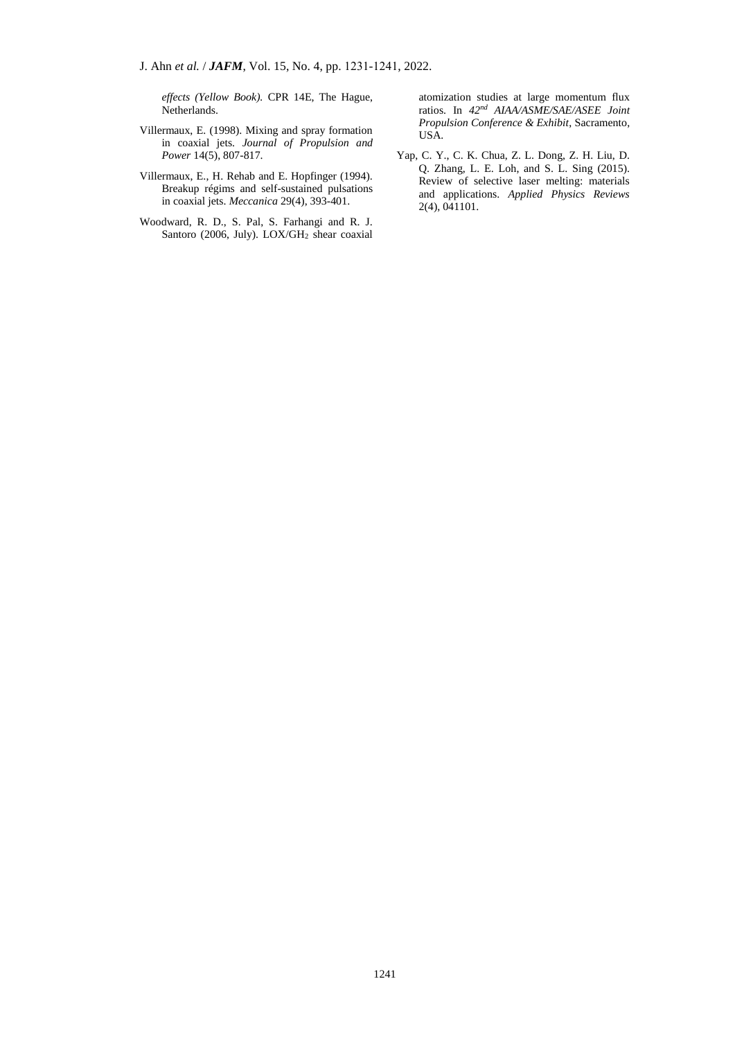*effects (Yellow Book).* CPR 14E, The Hague, Netherlands.

Villermaux, E. (1998). Mixing and spray formation in coaxial jets. *Journal of Propulsion and Power* 14(5), 807-817.

Villermaux, E., H. Rehab and E. Hopfinger (1994). Breakup régims and self-sustained pulsations in coaxial jets. *Meccanica* 29(4), 393-401.

Woodward, R. D., S. Pal, S. Farhangi and R. J. Santoro (2006, July). LOX/$GH_2$ shear coaxial atomization studies at large momentum flux ratios. In *42nd AIAA/ASME/SAE/ASEE Joint Propulsion Conference & Exhibit*, Sacramento, USA.

Yap, C. Y., C. K. Chua, Z. L. Dong, Z. H. Liu, D. Q. Zhang, L. E. Loh, and S. L. Sing (2015). Review of selective laser melting: materials and applications. *Applied Physics Reviews* 2(4), 041101.